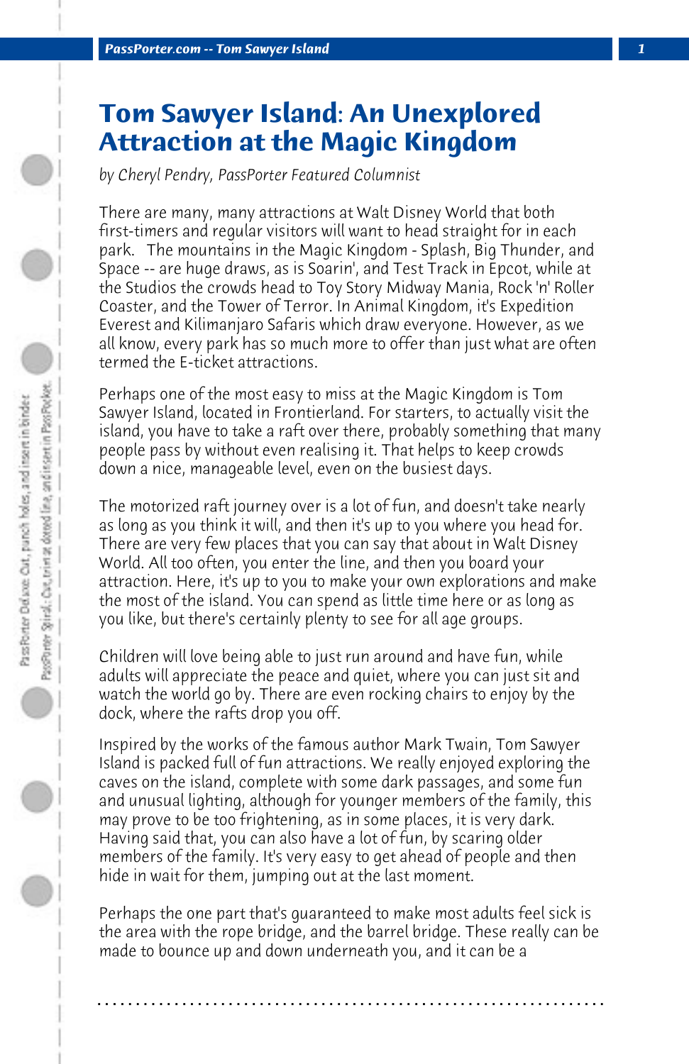# Tom Sawyer Island: An Unexplored Attraction at the Magic Kingdom

*by Cheryl Pendry, PassPorter Featured Columnist*

There are many, many attractions at Walt Disney World that both first-timers and regular visitors will want to head straight for in each park. The mountains in the Magic Kingdom - Splash, Big Thunder, and Space -- are huge draws, as is Soarin', and Test Track in Epcot, while at the Studios the crowds head to Toy Story Midway Mania, Rock 'n' Roller Coaster, and the Tower of Terror. In Animal Kingdom, it's Expedition Everest and Kilimanjaro Safaris which draw everyone. However, as we all know, every park has so much more to offer than just what are often termed the E-ticket attractions.

Perhaps one of the most easy to miss at the Magic Kingdom is Tom Sawyer Island, located in Frontierland. For starters, to actually visit the island, you have to take a raft over there, probably something that many people pass by without even realising it. That helps to keep crowds down a nice, manageable level, even on the busiest days.

The motorized raft journey over is a lot of fun, and doesn't take nearly as long as you think it will, and then it's up to you where you head for. There are very few places that you can say that about in Walt Disney World. All too often, you enter the line, and then you board your attraction. Here, it's up to you to make your own explorations and make the most of the island. You can spend as little time here or as long as you like, but there's certainly plenty to see for all age groups.

Children will love being able to just run around and have fun, while adults will appreciate the peace and quiet, where you can just sit and watch the world go by. There are even rocking chairs to enjoy by the dock, where the rafts drop you off.

Inspired by the works of the famous author Mark Twain, Tom Sawyer Island is packed full of fun attractions. We really enjoyed exploring the caves on the island, complete with some dark passages, and some fun and unusual lighting, although for younger members of the family, this may prove to be too frightening, as in some places, it is very dark. Having said that, you can also have a lot of fun, by scaring older members of the family. It's very easy to get ahead of people and then hide in wait for them, jumping out at the last moment.

Perhaps the one part that's guaranteed to make most adults feel sick is the area with the rope bridge, and the barrel bridge. These really can be made to bounce up and down underneath you, and it can be a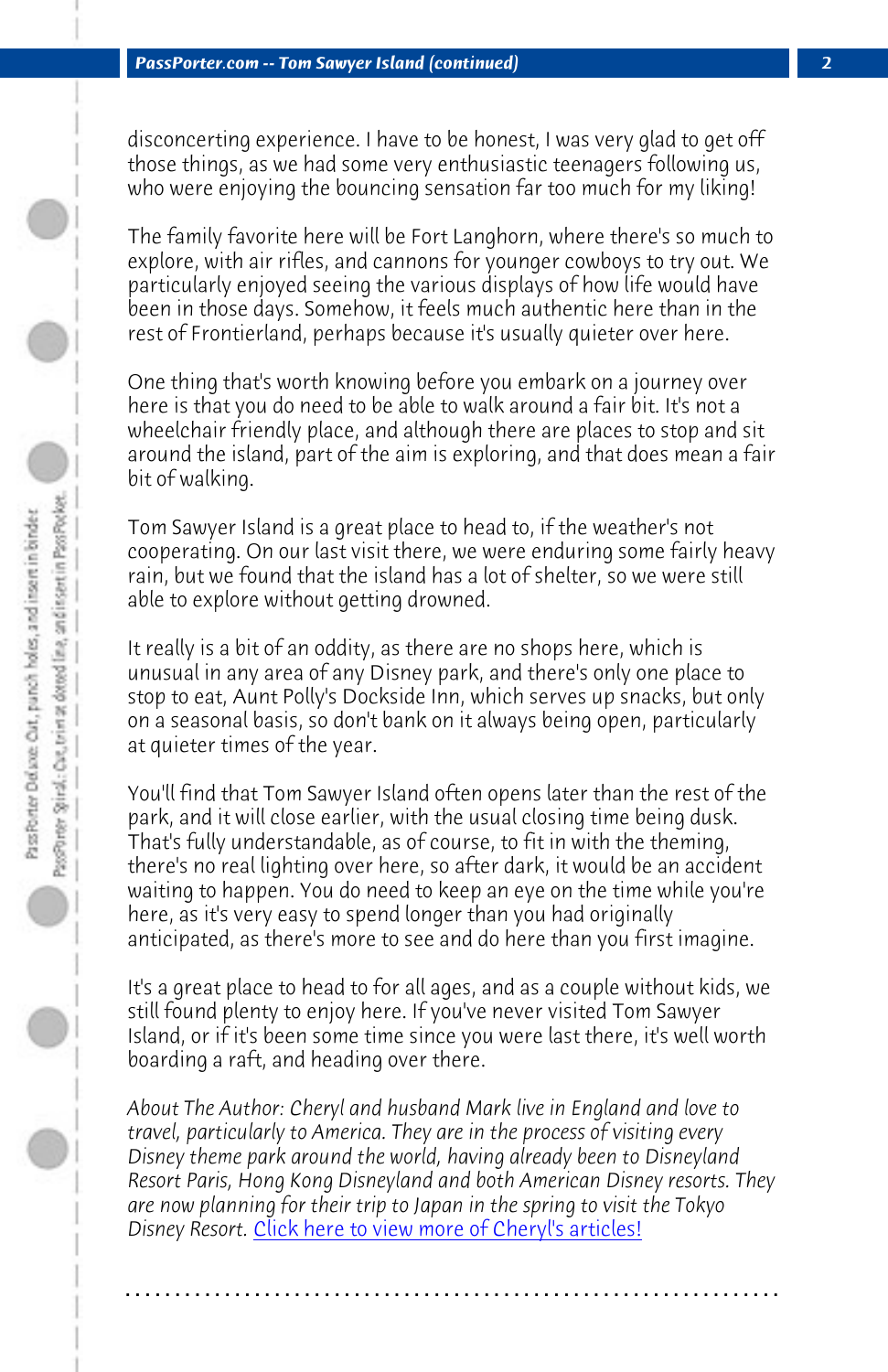disconcerting experience. I have to be honest, I was very glad to get off those things, as we had some very enthusiastic teenagers following us, who were enjoying the bouncing sensation far too much for my liking!

The family favorite here will be Fort Langhorn, where there's so much to explore, with air rifles, and cannons for younger cowboys to try out. We particularly enjoyed seeing the various displays of how life would have been in those days. Somehow, it feels much authentic here than in the rest of Frontierland, perhaps because it's usually quieter over here.

One thing that's worth knowing before you embark on a journey over here is that you do need to be able to walk around a fair bit. It's not a wheelchair friendly place, and although there are places to stop and sit around the island, part of the aim is exploring, and that does mean a fair bit of walking.

Tom Sawyer Island is a great place to head to, if the weather's not cooperating. On our last visit there, we were enduring some fairly heavy rain, but we found that the island has a lot of shelter, so we were still able to explore without getting drowned.

It really is a bit of an oddity, as there are no shops here, which is unusual in any area of any Disney park, and there's only one place to stop to eat, Aunt Polly's Dockside Inn, which serves up snacks, but only on a seasonal basis, so don't bank on it always being open, particularly at quieter times of the year.

You'll find that Tom Sawyer Island often opens later than the rest of the park, and it will close earlier, with the usual closing time being dusk. That's fully understandable, as of course, to fit in with the theming, there's no real lighting over here, so after dark, it would be an accident waiting to happen. You do need to keep an eye on the time while you're here, as it's very easy to spend longer than you had originally anticipated, as there's more to see and do here than you first imagine.

It's a great place to head to for all ages, and as a couple without kids, we still found plenty to enjoy here. If you've never visited Tom Sawyer Island, or if it's been some time since you were last there, it's well worth boarding a raft, and heading over there.

*About The Author: Cheryl and husband Mark live in England and love to travel, particularly to America. They are in the process of visiting every Disney theme park around the world, having already been to Disneyland Resort Paris, Hong Kong Disneyland and both American Disney resorts. They are now planning for their trip to Japan in the spring to visit the Tokyo Disney Resort.* Click here to view more of Cheryl's articles!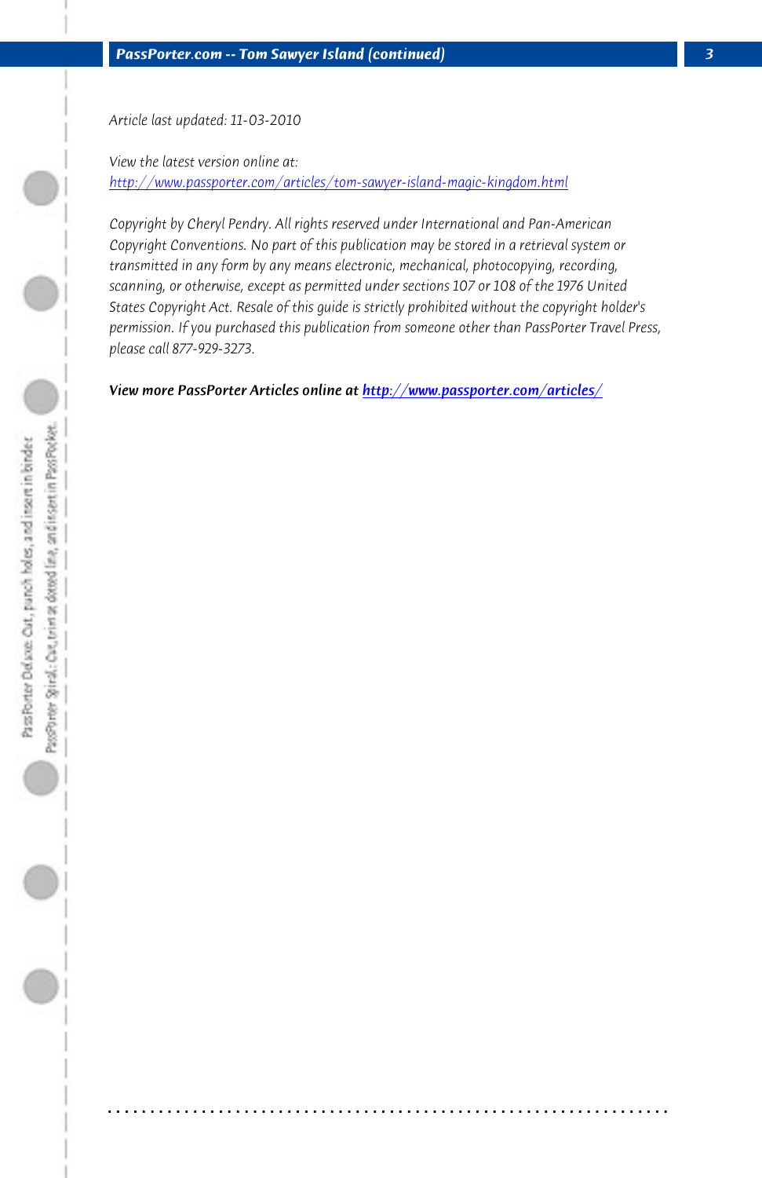*Article last updated: 11-03-2010*

*View the latest version online at:*
*http://www.passporter.com/articles/tom-sawyer-island-magic-kingdom.html*

*Copyright by Cheryl Pendry. All rights reserved under International and Pan-American Copyright Conventions. No part of this publication may be stored in a retrieval system or transmitted in any form by any means electronic, mechanical, photocopying, recording, scanning, or otherwise, except as permitted under sections 107 or 108 of the 1976 United States Copyright Act. Resale of this guide is strictly prohibited without the copyright holder's permission. If you purchased this publication from someone other than PassPorter Travel Press, please call 877-929-3273.*

***View more PassPorter Articles online at http://www.passporter.com/articles/***